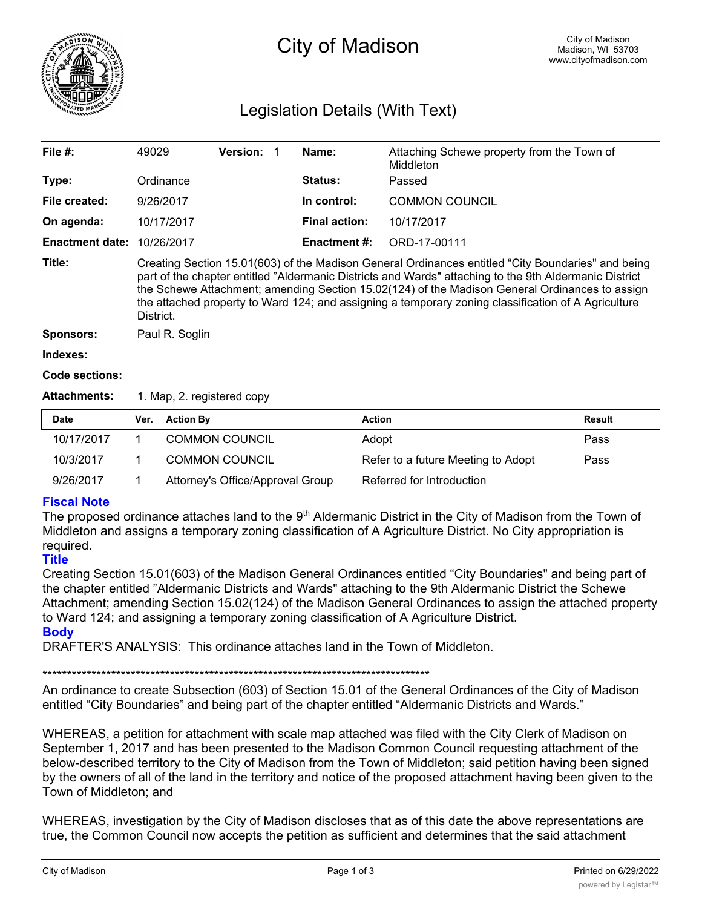# City of Madison

City of Madison
Madison, WI 53703
www.cityofmadison.com

## Legislation Details (With Text)

| | | | |
|---|---|---|---|
| **File #:** | 49029 **Version:** 1 | **Name:** | Attaching Schewe property from the Town of Middleton |
| **Type:** | Ordinance | **Status:** | Passed |
| **File created:** | 9/26/2017 | **In control:** | COMMON COUNCIL |
| **On agenda:** | 10/17/2017 | **Final action:** | 10/17/2017 |
| **Enactment date:** | 10/26/2017 | **Enactment #:** | ORD-17-00111 |

**Title:** Creating Section 15.01(603) of the Madison General Ordinances entitled "City Boundaries" and being part of the chapter entitled "Aldermanic Districts and Wards" attaching to the 9th Aldermanic District the Schewe Attachment; amending Section 15.02(124) of the Madison General Ordinances to assign the attached property to Ward 124; and assigning a temporary zoning classification of A Agriculture District.

**Sponsors:** Paul R. Soglin

**Indexes:**

**Code sections:**

**Attachments:** 1. Map, 2. registered copy

| Date | Ver. | Action By | Action | Result |
|---|---|---|---|---|
| 10/17/2017 | 1 | COMMON COUNCIL | Adopt | Pass |
| 10/3/2017 | 1 | COMMON COUNCIL | Refer to a future Meeting to Adopt | Pass |
| 9/26/2017 | 1 | Attorney's Office/Approval Group | Referred for Introduction | |

### Fiscal Note

The proposed ordinance attaches land to the 9th Aldermanic District in the City of Madison from the Town of Middleton and assigns a temporary zoning classification of A Agriculture District. No City appropriation is required.

### Title

Creating Section 15.01(603) of the Madison General Ordinances entitled "City Boundaries" and being part of the chapter entitled "Aldermanic Districts and Wards" attaching to the 9th Aldermanic District the Schewe Attachment; amending Section 15.02(124) of the Madison General Ordinances to assign the attached property to Ward 124; and assigning a temporary zoning classification of A Agriculture District.

### Body

DRAFTER'S ANALYSIS: This ordinance attaches land in the Town of Middleton.

***********************************************************************************

An ordinance to create Subsection (603) of Section 15.01 of the General Ordinances of the City of Madison entitled "City Boundaries" and being part of the chapter entitled "Aldermanic Districts and Wards."

WHEREAS, a petition for attachment with scale map attached was filed with the City Clerk of Madison on September 1, 2017 and has been presented to the Madison Common Council requesting attachment of the below-described territory to the City of Madison from the Town of Middleton; said petition having been signed by the owners of all of the land in the territory and notice of the proposed attachment having been given to the Town of Middleton; and

WHEREAS, investigation by the City of Madison discloses that as of this date the above representations are true, the Common Council now accepts the petition as sufficient and determines that the said attachment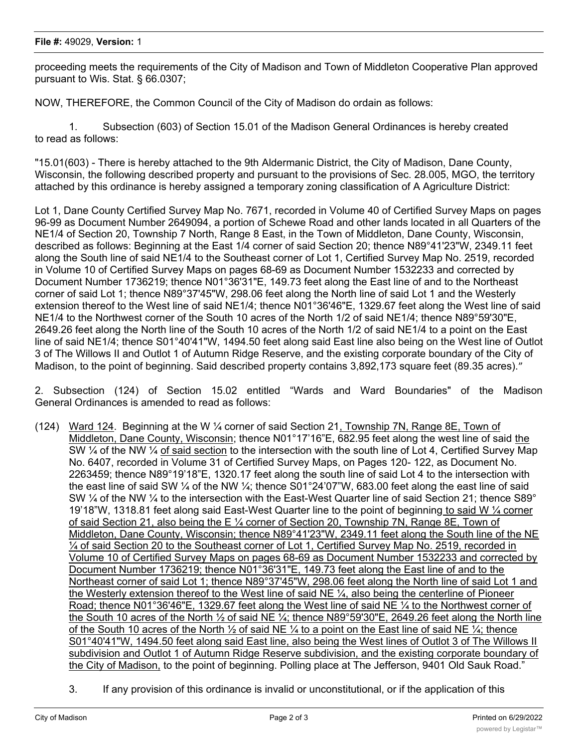proceeding meets the requirements of the City of Madison and Town of Middleton Cooperative Plan approved pursuant to Wis. Stat. § 66.0307;

NOW, THEREFORE, the Common Council of the City of Madison do ordain as follows:

1. Subsection (603) of Section 15.01 of the Madison General Ordinances is hereby created to read as follows:

"15.01(603) - There is hereby attached to the 9th Aldermanic District, the City of Madison, Dane County, Wisconsin, the following described property and pursuant to the provisions of Sec. 28.005, MGO, the territory attached by this ordinance is hereby assigned a temporary zoning classification of A Agriculture District:

Lot 1, Dane County Certified Survey Map No. 7671, recorded in Volume 40 of Certified Survey Maps on pages 96-99 as Document Number 2649094, a portion of Schewe Road and other lands located in all Quarters of the NE1/4 of Section 20, Township 7 North, Range 8 East, in the Town of Middleton, Dane County, Wisconsin, described as follows: Beginning at the East 1/4 corner of said Section 20; thence N89°41'23"W, 2349.11 feet along the South line of said NE1/4 to the Southeast corner of Lot 1, Certified Survey Map No. 2519, recorded in Volume 10 of Certified Survey Maps on pages 68-69 as Document Number 1532233 and corrected by Document Number 1736219; thence N01°36'31"E, 149.73 feet along the East line of and to the Northeast corner of said Lot 1; thence N89°37'45"W, 298.06 feet along the North line of said Lot 1 and the Westerly extension thereof to the West line of said NE1/4; thence N01°36'46"E, 1329.67 feet along the West line of said NE1/4 to the Northwest corner of the South 10 acres of the North 1/2 of said NE1/4; thence N89°59'30"E, 2649.26 feet along the North line of the South 10 acres of the North 1/2 of said NE1/4 to a point on the East line of said NE1/4; thence S01°40'41"W, 1494.50 feet along said East line also being on the West line of Outlot 3 of The Willows II and Outlot 1 of Autumn Ridge Reserve, and the existing corporate boundary of the City of Madison, to the point of beginning. Said described property contains 3,892,173 square feet (89.35 acres)."

2. Subsection (124) of Section 15.02 entitled "Wards and Ward Boundaries" of the Madison General Ordinances is amended to read as follows:

(124) Ward 124. Beginning at the W ¼ corner of said Section 21, Township 7N, Range 8E, Town of Middleton, Dane County, Wisconsin; thence N01°17'16"E, 682.95 feet along the west line of said the SW ¼ of the NW ¼ of said section to the intersection with the south line of Lot 4, Certified Survey Map No. 6407, recorded in Volume 31 of Certified Survey Maps, on Pages 120- 122, as Document No. 2263459; thence N89°19'18"E, 1320.17 feet along the south line of said Lot 4 to the intersection with the east line of said SW ¼ of the NW ¼; thence S01°24'07"W, 683.00 feet along the east line of said SW ¼ of the NW ¼ to the intersection with the East-West Quarter line of said Section 21; thence S89° 19'18"W, 1318.81 feet along said East-West Quarter line to the point of beginning to said W ¼ corner of said Section 21, also being the E ¼ corner of Section 20, Township 7N, Range 8E, Town of Middleton, Dane County, Wisconsin; thence N89°41'23"W, 2349.11 feet along the South line of the NE ¼ of said Section 20 to the Southeast corner of Lot 1, Certified Survey Map No. 2519, recorded in Volume 10 of Certified Survey Maps on pages 68-69 as Document Number 1532233 and corrected by Document Number 1736219; thence N01°36'31"E, 149.73 feet along the East line of and to the Northeast corner of said Lot 1; thence N89°37'45"W, 298.06 feet along the North line of said Lot 1 and the Westerly extension thereof to the West line of said NE ¼, also being the centerline of Pioneer Road; thence N01°36'46"E, 1329.67 feet along the West line of said NE ¼ to the Northwest corner of the South 10 acres of the North ½ of said NE ¼; thence N89°59'30"E, 2649.26 feet along the North line of the South 10 acres of the North ½ of said NE ¼ to a point on the East line of said NE ¼; thence S01°40'41"W, 1494.50 feet along said East line, also being the West lines of Outlot 3 of The Willows II subdivision and Outlot 1 of Autumn Ridge Reserve subdivision, and the existing corporate boundary of the City of Madison, to the point of beginning. Polling place at The Jefferson, 9401 Old Sauk Road."

3. If any provision of this ordinance is invalid or unconstitutional, or if the application of this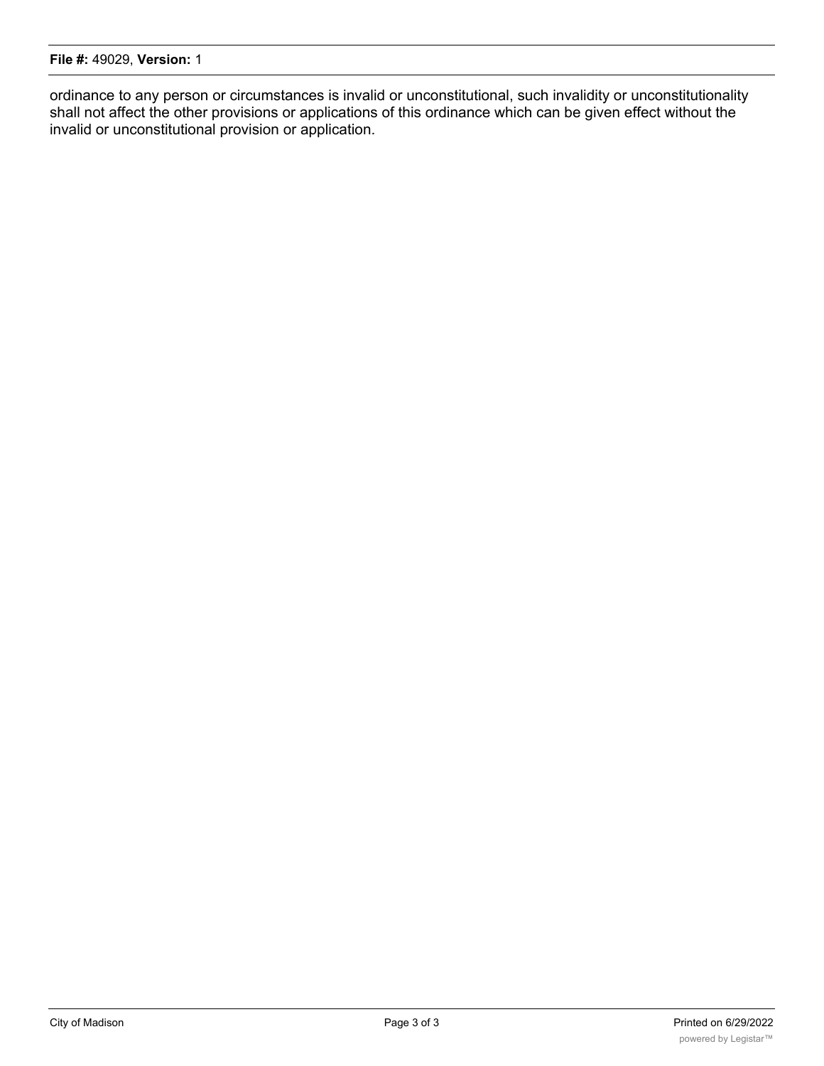ordinance to any person or circumstances is invalid or unconstitutional, such invalidity or unconstitutionality shall not affect the other provisions or applications of this ordinance which can be given effect without the invalid or unconstitutional provision or application.